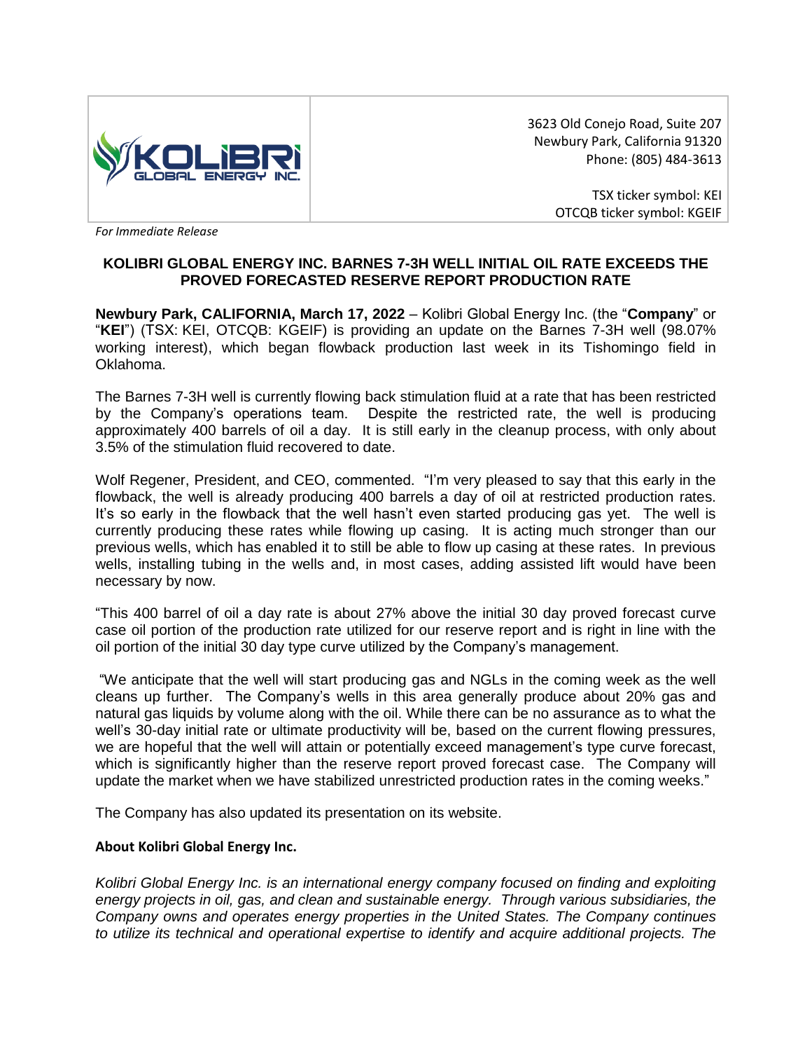3623 Old Conejo Road, Suite 207
Newbury Park, California 91320
Phone: (805) 484-3613

TSX ticker symbol: KEI
OTCQB ticker symbol: KGEIF

*For Immediate Release*

## KOLIBRI GLOBAL ENERGY INC. BARNES 7-3H WELL INITIAL OIL RATE EXCEEDS THE PROVED FORECASTED RESERVE REPORT PRODUCTION RATE

**Newbury Park, CALIFORNIA, March 17, 2022** – Kolibri Global Energy Inc. (the "**Company**" or "**KEI**") (TSX: KEI, OTCQB: KGEIF) is providing an update on the Barnes 7-3H well (98.07% working interest), which began flowback production last week in its Tishomingo field in Oklahoma.

The Barnes 7-3H well is currently flowing back stimulation fluid at a rate that has been restricted by the Company's operations team. Despite the restricted rate, the well is producing approximately 400 barrels of oil a day. It is still early in the cleanup process, with only about 3.5% of the stimulation fluid recovered to date.

Wolf Regener, President, and CEO, commented. "I'm very pleased to say that this early in the flowback, the well is already producing 400 barrels a day of oil at restricted production rates. It's so early in the flowback that the well hasn't even started producing gas yet. The well is currently producing these rates while flowing up casing. It is acting much stronger than our previous wells, which has enabled it to still be able to flow up casing at these rates. In previous wells, installing tubing in the wells and, in most cases, adding assisted lift would have been necessary by now.

"This 400 barrel of oil a day rate is about 27% above the initial 30 day proved forecast curve case oil portion of the production rate utilized for our reserve report and is right in line with the oil portion of the initial 30 day type curve utilized by the Company's management.

"We anticipate that the well will start producing gas and NGLs in the coming week as the well cleans up further. The Company's wells in this area generally produce about 20% gas and natural gas liquids by volume along with the oil. While there can be no assurance as to what the well's 30-day initial rate or ultimate productivity will be, based on the current flowing pressures, we are hopeful that the well will attain or potentially exceed management's type curve forecast, which is significantly higher than the reserve report proved forecast case. The Company will update the market when we have stabilized unrestricted production rates in the coming weeks."

The Company has also updated its presentation on its website.

**About Kolibri Global Energy Inc.**

*Kolibri Global Energy Inc. is an international energy company focused on finding and exploiting energy projects in oil, gas, and clean and sustainable energy. Through various subsidiaries, the Company owns and operates energy properties in the United States. The Company continues to utilize its technical and operational expertise to identify and acquire additional projects. The*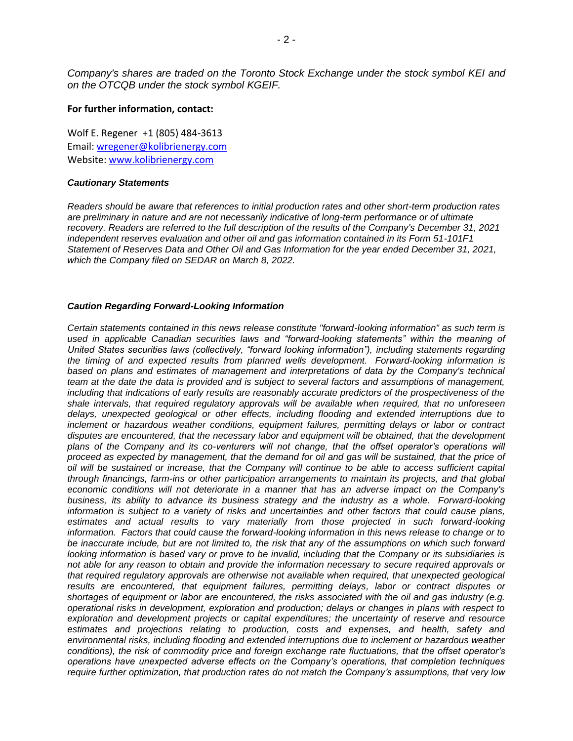*Company's shares are traded on the Toronto Stock Exchange under the stock symbol KEI and on the OTCQB under the stock symbol KGEIF.*

**For further information, contact:**

Wolf E. Regener +1 (805) 484-3613
Email: wregener@kolibrienergy.com
Website: www.kolibrienergy.com

***Cautionary Statements***

*Readers should be aware that references to initial production rates and other short-term production rates are preliminary in nature and are not necessarily indicative of long-term performance or of ultimate recovery. Readers are referred to the full description of the results of the Company's December 31, 2021 independent reserves evaluation and other oil and gas information contained in its Form 51-101F1 Statement of Reserves Data and Other Oil and Gas Information for the year ended December 31, 2021, which the Company filed on SEDAR on March 8, 2022.*

***Caution Regarding Forward-Looking Information***

*Certain statements contained in this news release constitute "forward-looking information" as such term is used in applicable Canadian securities laws and "forward-looking statements" within the meaning of United States securities laws (collectively, "forward looking information"), including statements regarding the timing of and expected results from planned wells development. Forward-looking information is based on plans and estimates of management and interpretations of data by the Company's technical team at the date the data is provided and is subject to several factors and assumptions of management, including that indications of early results are reasonably accurate predictors of the prospectiveness of the shale intervals, that required regulatory approvals will be available when required, that no unforeseen delays, unexpected geological or other effects, including flooding and extended interruptions due to inclement or hazardous weather conditions, equipment failures, permitting delays or labor or contract disputes are encountered, that the necessary labor and equipment will be obtained, that the development plans of the Company and its co-venturers will not change, that the offset operator's operations will proceed as expected by management, that the demand for oil and gas will be sustained, that the price of oil will be sustained or increase, that the Company will continue to be able to access sufficient capital through financings, farm-ins or other participation arrangements to maintain its projects, and that global economic conditions will not deteriorate in a manner that has an adverse impact on the Company's business, its ability to advance its business strategy and the industry as a whole. Forward-looking information is subject to a variety of risks and uncertainties and other factors that could cause plans, estimates and actual results to vary materially from those projected in such forward-looking information. Factors that could cause the forward-looking information in this news release to change or to be inaccurate include, but are not limited to, the risk that any of the assumptions on which such forward looking information is based vary or prove to be invalid, including that the Company or its subsidiaries is not able for any reason to obtain and provide the information necessary to secure required approvals or that required regulatory approvals are otherwise not available when required, that unexpected geological results are encountered, that equipment failures, permitting delays, labor or contract disputes or shortages of equipment or labor are encountered, the risks associated with the oil and gas industry (e.g. operational risks in development, exploration and production; delays or changes in plans with respect to exploration and development projects or capital expenditures; the uncertainty of reserve and resource estimates and projections relating to production, costs and expenses, and health, safety and environmental risks, including flooding and extended interruptions due to inclement or hazardous weather conditions), the risk of commodity price and foreign exchange rate fluctuations, that the offset operator's operations have unexpected adverse effects on the Company's operations, that completion techniques require further optimization, that production rates do not match the Company's assumptions, that very low*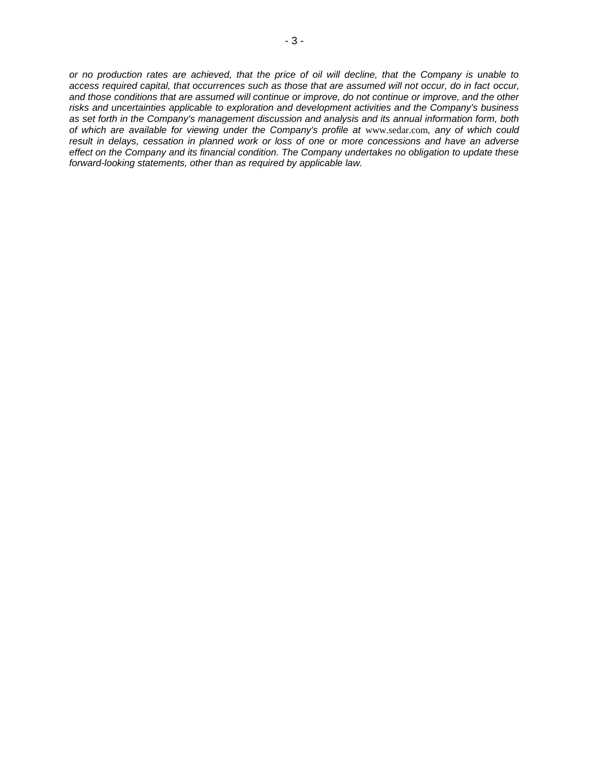*or no production rates are achieved, that the price of oil will decline, that the Company is unable to access required capital, that occurrences such as those that are assumed will not occur, do in fact occur, and those conditions that are assumed will continue or improve, do not continue or improve, and the other risks and uncertainties applicable to exploration and development activities and the Company's business as set forth in the Company's management discussion and analysis and its annual information form, both of which are available for viewing under the Company's profile at* www.sedar.com*, any of which could result in delays, cessation in planned work or loss of one or more concessions and have an adverse effect on the Company and its financial condition. The Company undertakes no obligation to update these forward-looking statements, other than as required by applicable law.*